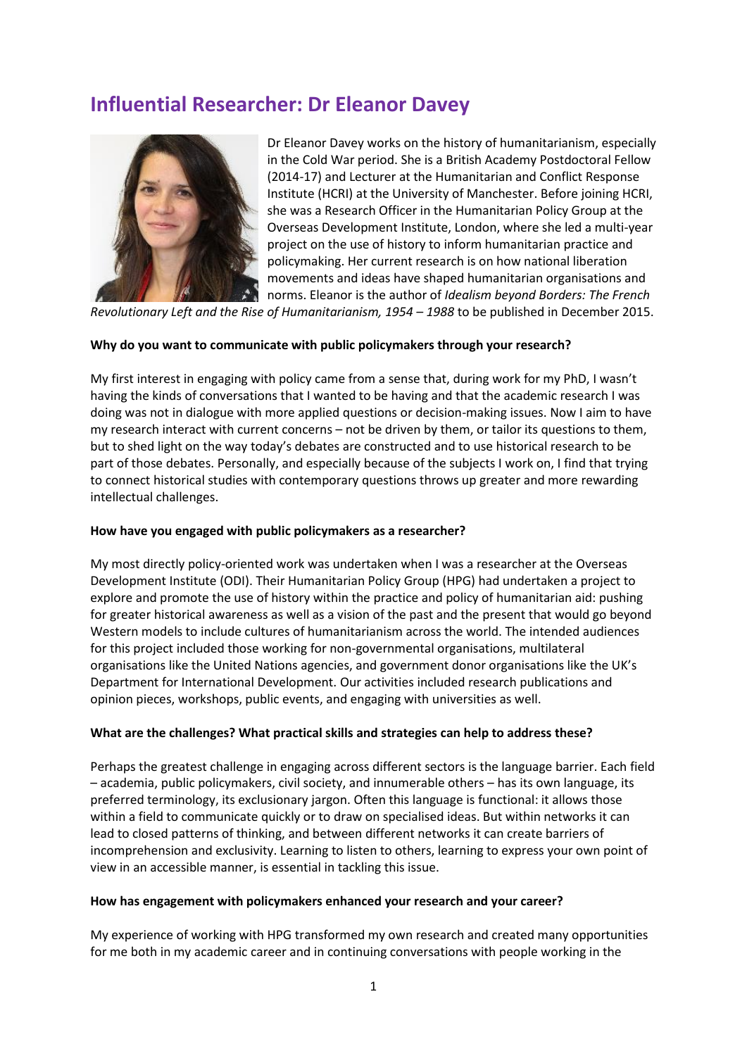# Influential Researcher: Dr Eleanor Davey

Dr Eleanor Davey works on the history of humanitarianism, especially in the Cold War period. She is a British Academy Postdoctoral Fellow (2014-17) and Lecturer at the Humanitarian and Conflict Response Institute (HCRI) at the University of Manchester. Before joining HCRI, she was a Research Officer in the Humanitarian Policy Group at the Overseas Development Institute, London, where she led a multi-year project on the use of history to inform humanitarian practice and policymaking. Her current research is on how national liberation movements and ideas have shaped humanitarian organisations and norms. Eleanor is the author of *Idealism beyond Borders: The French Revolutionary Left and the Rise of Humanitarianism, 1954 – 1988* to be published in December 2015.

**Why do you want to communicate with public policymakers through your research?**

My first interest in engaging with policy came from a sense that, during work for my PhD, I wasn't having the kinds of conversations that I wanted to be having and that the academic research I was doing was not in dialogue with more applied questions or decision-making issues. Now I aim to have my research interact with current concerns – not be driven by them, or tailor its questions to them, but to shed light on the way today's debates are constructed and to use historical research to be part of those debates. Personally, and especially because of the subjects I work on, I find that trying to connect historical studies with contemporary questions throws up greater and more rewarding intellectual challenges.

**How have you engaged with public policymakers as a researcher?**

My most directly policy-oriented work was undertaken when I was a researcher at the Overseas Development Institute (ODI). Their Humanitarian Policy Group (HPG) had undertaken a project to explore and promote the use of history within the practice and policy of humanitarian aid: pushing for greater historical awareness as well as a vision of the past and the present that would go beyond Western models to include cultures of humanitarianism across the world. The intended audiences for this project included those working for non-governmental organisations, multilateral organisations like the United Nations agencies, and government donor organisations like the UK's Department for International Development. Our activities included research publications and opinion pieces, workshops, public events, and engaging with universities as well.

**What are the challenges? What practical skills and strategies can help to address these?**

Perhaps the greatest challenge in engaging across different sectors is the language barrier. Each field – academia, public policymakers, civil society, and innumerable others – has its own language, its preferred terminology, its exclusionary jargon. Often this language is functional: it allows those within a field to communicate quickly or to draw on specialised ideas. But within networks it can lead to closed patterns of thinking, and between different networks it can create barriers of incomprehension and exclusivity. Learning to listen to others, learning to express your own point of view in an accessible manner, is essential in tackling this issue.

**How has engagement with policymakers enhanced your research and your career?**

My experience of working with HPG transformed my own research and created many opportunities for me both in my academic career and in continuing conversations with people working in the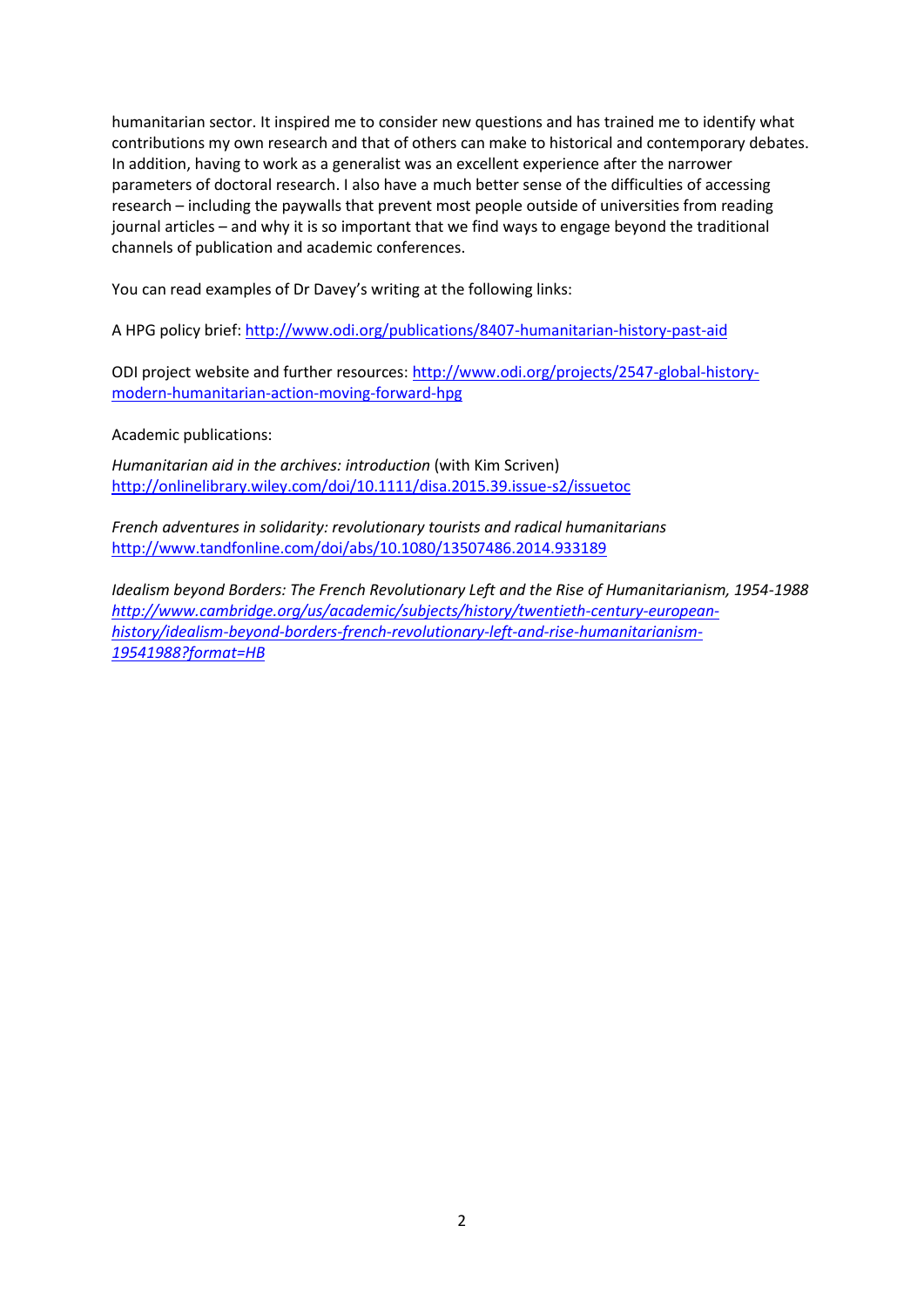humanitarian sector. It inspired me to consider new questions and has trained me to identify what contributions my own research and that of others can make to historical and contemporary debates. In addition, having to work as a generalist was an excellent experience after the narrower parameters of doctoral research. I also have a much better sense of the difficulties of accessing research – including the paywalls that prevent most people outside of universities from reading journal articles – and why it is so important that we find ways to engage beyond the traditional channels of publication and academic conferences.

You can read examples of Dr Davey's writing at the following links:

A HPG policy brief: http://www.odi.org/publications/8407-humanitarian-history-past-aid

ODI project website and further resources: http://www.odi.org/projects/2547-global-history-modern-humanitarian-action-moving-forward-hpg

Academic publications:

*Humanitarian aid in the archives: introduction* (with Kim Scriven)
http://onlinelibrary.wiley.com/doi/10.1111/disa.2015.39.issue-s2/issuetoc

*French adventures in solidarity: revolutionary tourists and radical humanitarians*
http://www.tandfonline.com/doi/abs/10.1080/13507486.2014.933189

*Idealism beyond Borders: The French Revolutionary Left and the Rise of Humanitarianism, 1954-1988*
*http://www.cambridge.org/us/academic/subjects/history/twentieth-century-european-history/idealism-beyond-borders-french-revolutionary-left-and-rise-humanitarianism-19541988?format=HB*